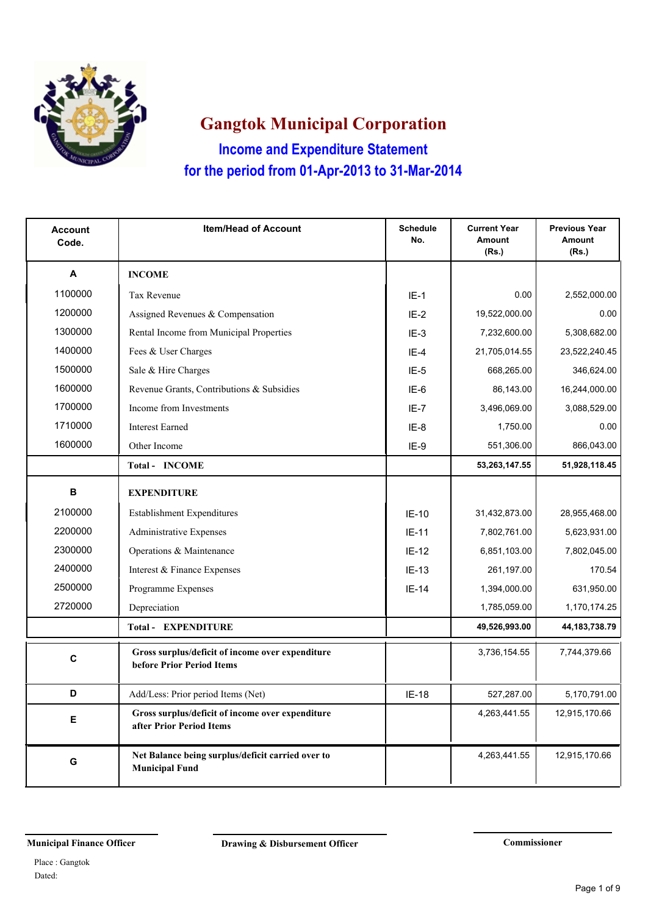# Gangtok Municipal Corporation

## Income and Expenditure Statement

## for the period from 01-Apr-2013 to 31-Mar-2014

| Account Code. | Item/Head of Account | Schedule No. | Current Year Amount (Rs.) | Previous Year Amount (Rs.) |
|---|---|---|---|---|
| **A** | **INCOME** | | | |
| 1100000 | Tax Revenue | IE-1 | 0.00 | 2,552,000.00 |
| 1200000 | Assigned Revenues & Compensation | IE-2 | 19,522,000.00 | 0.00 |
| 1300000 | Rental Income from Municipal Properties | IE-3 | 7,232,600.00 | 5,308,682.00 |
| 1400000 | Fees & User Charges | IE-4 | 21,705,014.55 | 23,522,240.45 |
| 1500000 | Sale & Hire Charges | IE-5 | 668,265.00 | 346,624.00 |
| 1600000 | Revenue Grants, Contributions & Subsidies | IE-6 | 86,143.00 | 16,244,000.00 |
| 1700000 | Income from Investments | IE-7 | 3,496,069.00 | 3,088,529.00 |
| 1710000 | Interest Earned | IE-8 | 1,750.00 | 0.00 |
| 1600000 | Other Income | IE-9 | 551,306.00 | 866,043.00 |
| | **Total - INCOME** | | **53,263,147.55** | **51,928,118.45** |
| **B** | **EXPENDITURE** | | | |
| 2100000 | Establishment Expenditures | IE-10 | 31,432,873.00 | 28,955,468.00 |
| 2200000 | Administrative Expenses | IE-11 | 7,802,761.00 | 5,623,931.00 |
| 2300000 | Operations & Maintenance | IE-12 | 6,851,103.00 | 7,802,045.00 |
| 2400000 | Interest & Finance Expenses | IE-13 | 261,197.00 | 170.54 |
| 2500000 | Programme Expenses | IE-14 | 1,394,000.00 | 631,950.00 |
| 2720000 | Depreciation | | 1,785,059.00 | 1,170,174.25 |
| | **Total - EXPENDITURE** | | **49,526,993.00** | **44,183,738.79** |
| **C** | **Gross surplus/deficit of income over expenditure before Prior Period Items** | | 3,736,154.55 | 7,744,379.66 |
| **D** | Add/Less: Prior period Items (Net) | IE-18 | 527,287.00 | 5,170,791.00 |
| **E** | **Gross surplus/deficit of income over expenditure after Prior Period Items** | | 4,263,441.55 | 12,915,170.66 |
| **G** | **Net Balance being surplus/deficit carried over to Municipal Fund** | | 4,263,441.55 | 12,915,170.66 |

**Municipal Finance Officer** | **Drawing & Disbursement Officer** | **Commissioner**

Place : Gangtok

Dated: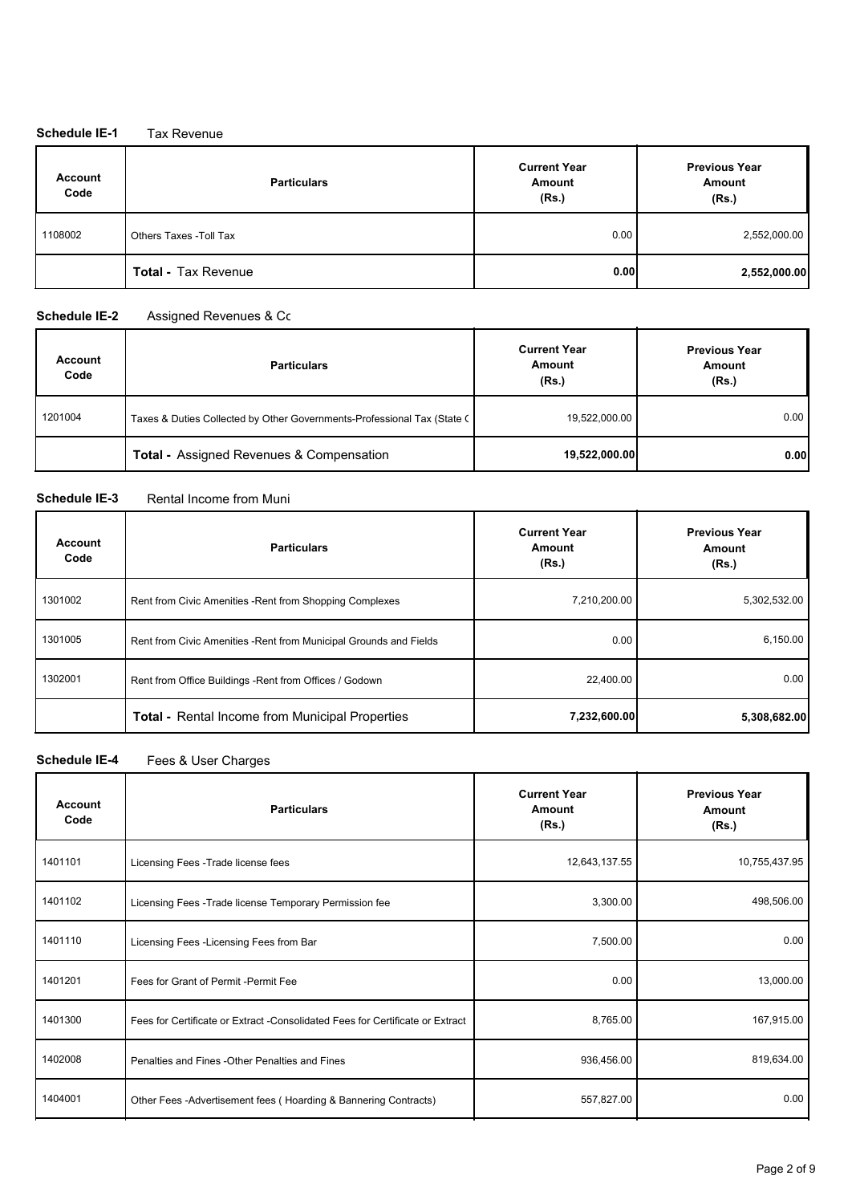**Schedule IE-1** Tax Revenue

| Account Code | Particulars | Current Year Amount (Rs.) | Previous Year Amount (Rs.) |
|---|---|---|---|
| 1108002 | Others Taxes -Toll Tax | 0.00 | 2,552,000.00 |
| | **Total - Tax Revenue** | **0.00** | **2,552,000.00** |

**Schedule IE-2** Assigned Revenues & Cc

| Account Code | Particulars | Current Year Amount (Rs.) | Previous Year Amount (Rs.) |
|---|---|---|---|
| 1201004 | Taxes & Duties Collected by Other Governments-Professional Tax (State ( | 19,522,000.00 | 0.00 |
| | **Total - Assigned Revenues & Compensation** | **19,522,000.00** | **0.00** |

**Schedule IE-3** Rental Income from Muni

| Account Code | Particulars | Current Year Amount (Rs.) | Previous Year Amount (Rs.) |
|---|---|---|---|
| 1301002 | Rent from Civic Amenities -Rent from Shopping Complexes | 7,210,200.00 | 5,302,532.00 |
| 1301005 | Rent from Civic Amenities -Rent from Municipal Grounds and Fields | 0.00 | 6,150.00 |
| 1302001 | Rent from Office Buildings -Rent from Offices / Godown | 22,400.00 | 0.00 |
| | **Total - Rental Income from Municipal Properties** | **7,232,600.00** | **5,308,682.00** |

**Schedule IE-4** Fees & User Charges

| Account Code | Particulars | Current Year Amount (Rs.) | Previous Year Amount (Rs.) |
|---|---|---|---|
| 1401101 | Licensing Fees -Trade license fees | 12,643,137.55 | 10,755,437.95 |
| 1401102 | Licensing Fees -Trade license Temporary Permission fee | 3,300.00 | 498,506.00 |
| 1401110 | Licensing Fees -Licensing Fees from Bar | 7,500.00 | 0.00 |
| 1401201 | Fees for Grant of Permit -Permit Fee | 0.00 | 13,000.00 |
| 1401300 | Fees for Certificate or Extract -Consolidated Fees for Certificate or Extract | 8,765.00 | 167,915.00 |
| 1402008 | Penalties and Fines -Other Penalties and Fines | 936,456.00 | 819,634.00 |
| 1404001 | Other Fees -Advertisement fees ( Hoarding & Bannering Contracts) | 557,827.00 | 0.00 |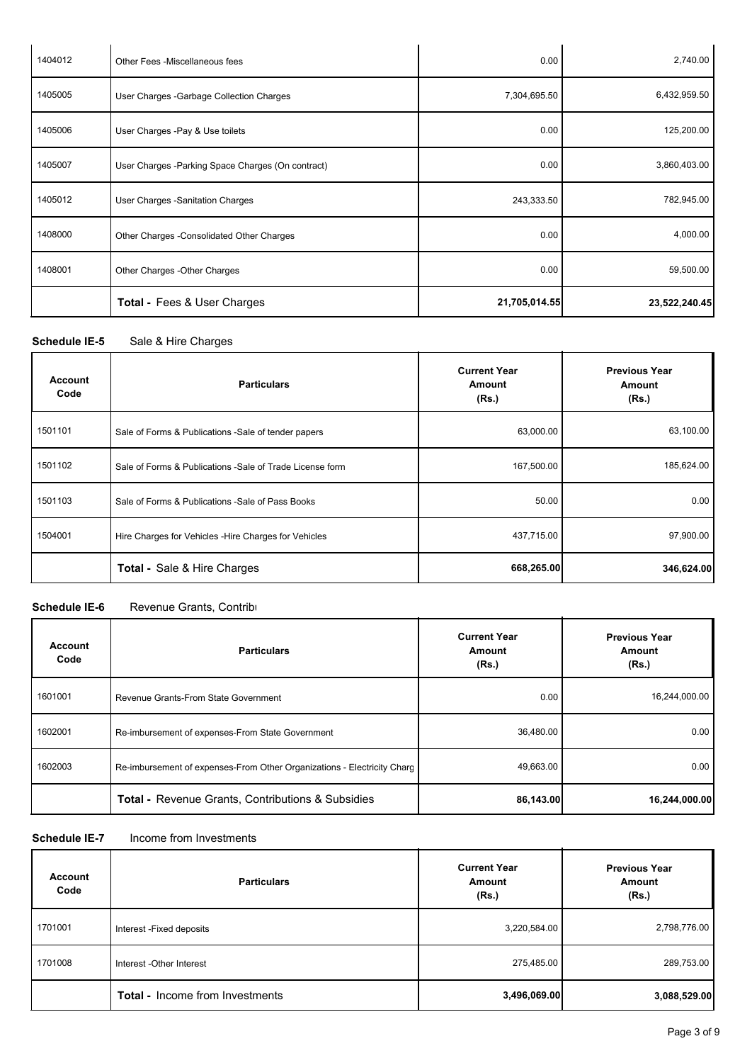| | | | |
|---|---|---|---|
| 1404012 | Other Fees -Miscellaneous fees | 0.00 | 2,740.00 |
| 1405005 | User Charges -Garbage Collection Charges | 7,304,695.50 | 6,432,959.50 |
| 1405006 | User Charges -Pay & Use toilets | 0.00 | 125,200.00 |
| 1405007 | User Charges -Parking Space Charges (On contract) | 0.00 | 3,860,403.00 |
| 1405012 | User Charges -Sanitation Charges | 243,333.50 | 782,945.00 |
| 1408000 | Other Charges -Consolidated Other Charges | 0.00 | 4,000.00 |
| 1408001 | Other Charges -Other Charges | 0.00 | 59,500.00 |
| | **Total -** Fees & User Charges | **21,705,014.55** | **23,522,240.45** |

**Schedule IE-5** Sale & Hire Charges

| Account Code | Particulars | Current Year Amount (Rs.) | Previous Year Amount (Rs.) |
|---|---|---|---|
| 1501101 | Sale of Forms & Publications -Sale of tender papers | 63,000.00 | 63,100.00 |
| 1501102 | Sale of Forms & Publications -Sale of Trade License form | 167,500.00 | 185,624.00 |
| 1501103 | Sale of Forms & Publications -Sale of Pass Books | 50.00 | 0.00 |
| 1504001 | Hire Charges for Vehicles -Hire Charges for Vehicles | 437,715.00 | 97,900.00 |
| | **Total -** Sale & Hire Charges | **668,265.00** | **346,624.00** |

**Schedule IE-6** Revenue Grants, Contribu

| Account Code | Particulars | Current Year Amount (Rs.) | Previous Year Amount (Rs.) |
|---|---|---|---|
| 1601001 | Revenue Grants-From State Government | 0.00 | 16,244,000.00 |
| 1602001 | Re-imbursement of expenses-From State Government | 36,480.00 | 0.00 |
| 1602003 | Re-imbursement of expenses-From Other Organizations - Electricity Charg | 49,663.00 | 0.00 |
| | **Total -** Revenue Grants, Contributions & Subsidies | **86,143.00** | **16,244,000.00** |

**Schedule IE-7** Income from Investments

| Account Code | Particulars | Current Year Amount (Rs.) | Previous Year Amount (Rs.) |
|---|---|---|---|
| 1701001 | Interest -Fixed deposits | 3,220,584.00 | 2,798,776.00 |
| 1701008 | Interest -Other Interest | 275,485.00 | 289,753.00 |
| | **Total -** Income from Investments | **3,496,069.00** | **3,088,529.00** |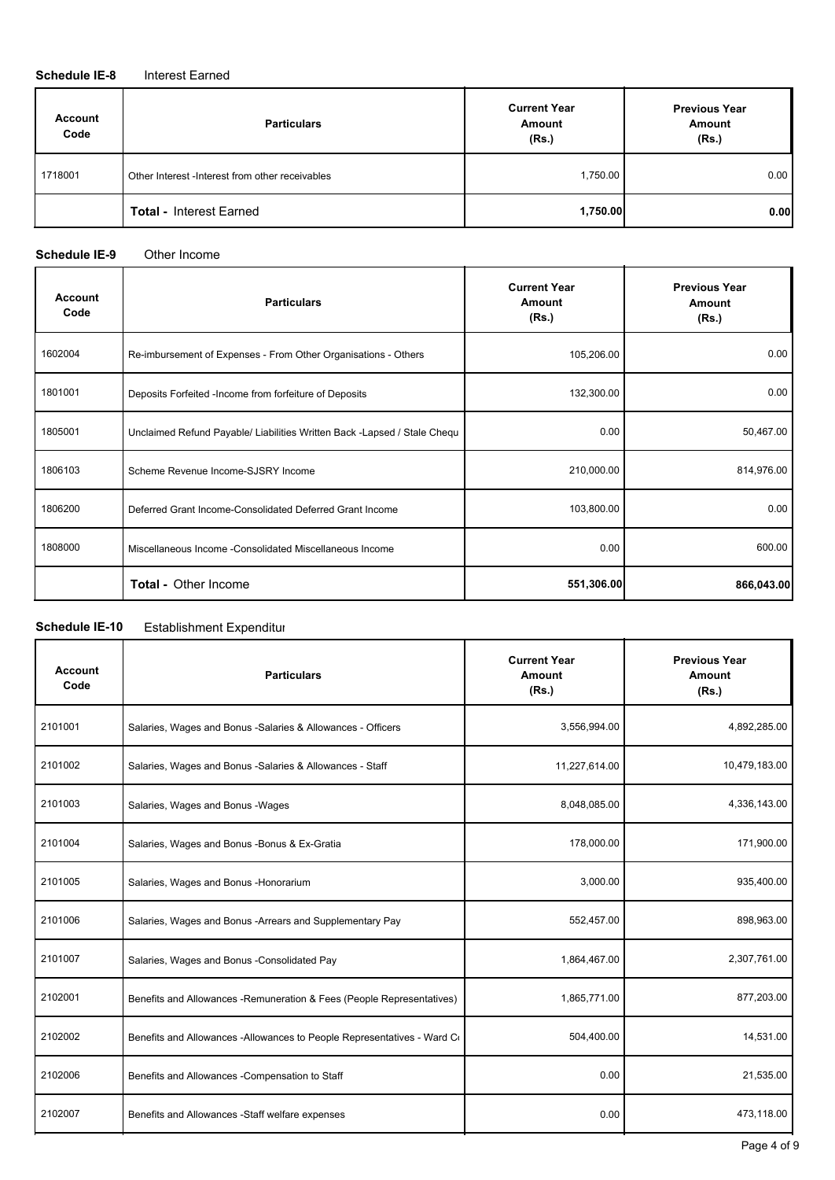**Schedule IE-8** Interest Earned

| Account Code | Particulars | Current Year Amount (Rs.) | Previous Year Amount (Rs.) |
|---|---|---|---|
| 1718001 | Other Interest -Interest from other receivables | 1,750.00 | 0.00 |
| | **Total -** Interest Earned | **1,750.00** | **0.00** |

**Schedule IE-9** Other Income

| Account Code | Particulars | Current Year Amount (Rs.) | Previous Year Amount (Rs.) |
|---|---|---|---|
| 1602004 | Re-imbursement of Expenses - From Other Organisations - Others | 105,206.00 | 0.00 |
| 1801001 | Deposits Forfeited -Income from forfeiture of Deposits | 132,300.00 | 0.00 |
| 1805001 | Unclaimed Refund Payable/ Liabilities Written Back -Lapsed / Stale Chequ | 0.00 | 50,467.00 |
| 1806103 | Scheme Revenue Income-SJSRY Income | 210,000.00 | 814,976.00 |
| 1806200 | Deferred Grant Income-Consolidated Deferred Grant Income | 103,800.00 | 0.00 |
| 1808000 | Miscellaneous Income -Consolidated Miscellaneous Income | 0.00 | 600.00 |
| | **Total -** Other Income | **551,306.00** | **866,043.00** |

**Schedule IE-10** Establishment Expenditur

| Account Code | Particulars | Current Year Amount (Rs.) | Previous Year Amount (Rs.) |
|---|---|---|---|
| 2101001 | Salaries, Wages and Bonus -Salaries & Allowances - Officers | 3,556,994.00 | 4,892,285.00 |
| 2101002 | Salaries, Wages and Bonus -Salaries & Allowances - Staff | 11,227,614.00 | 10,479,183.00 |
| 2101003 | Salaries, Wages and Bonus -Wages | 8,048,085.00 | 4,336,143.00 |
| 2101004 | Salaries, Wages and Bonus -Bonus & Ex-Gratia | 178,000.00 | 171,900.00 |
| 2101005 | Salaries, Wages and Bonus -Honorarium | 3,000.00 | 935,400.00 |
| 2101006 | Salaries, Wages and Bonus -Arrears and Supplementary Pay | 552,457.00 | 898,963.00 |
| 2101007 | Salaries, Wages and Bonus -Consolidated Pay | 1,864,467.00 | 2,307,761.00 |
| 2102001 | Benefits and Allowances -Remuneration & Fees (People Representatives) | 1,865,771.00 | 877,203.00 |
| 2102002 | Benefits and Allowances -Allowances to People Representatives - Ward Co | 504,400.00 | 14,531.00 |
| 2102006 | Benefits and Allowances -Compensation to Staff | 0.00 | 21,535.00 |
| 2102007 | Benefits and Allowances -Staff welfare expenses | 0.00 | 473,118.00 |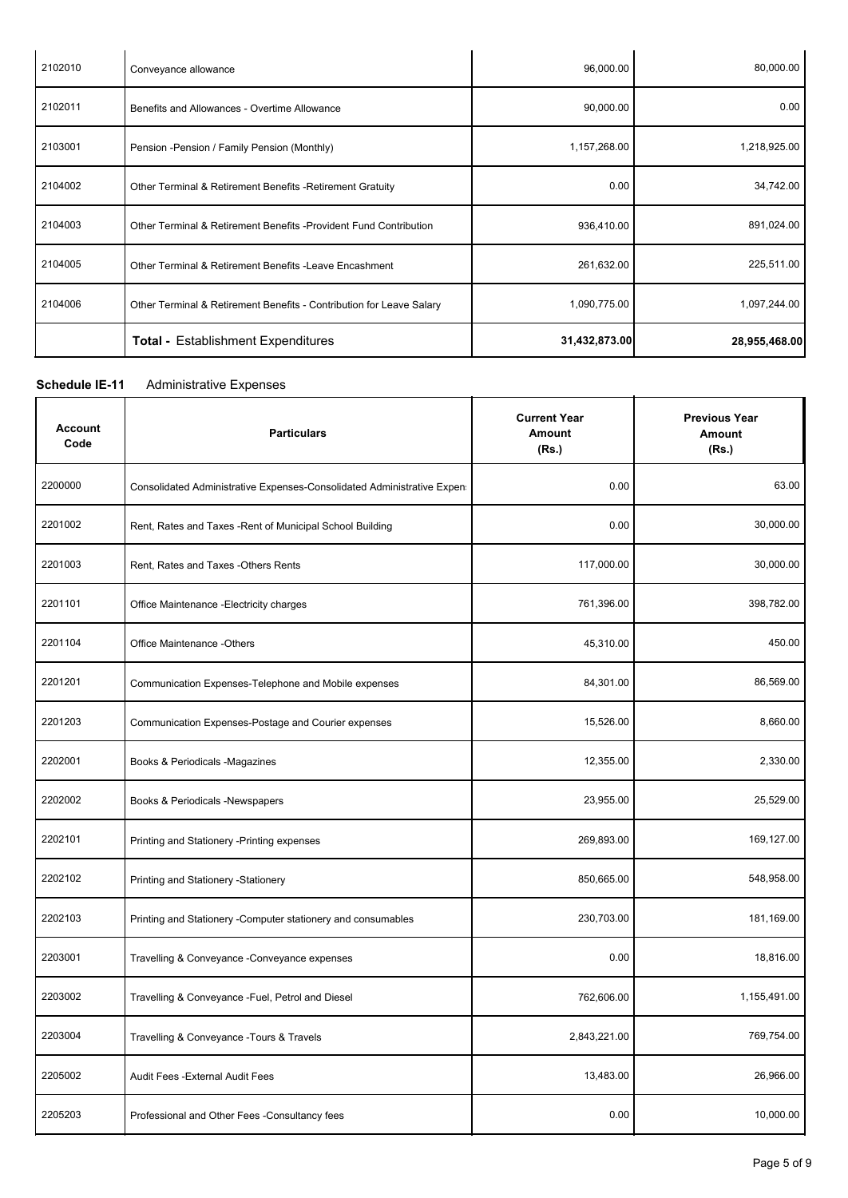| | | | |
|---|---|---|---|
| 2102010 | Conveyance allowance | 96,000.00 | 80,000.00 |
| 2102011 | Benefits and Allowances - Overtime Allowance | 90,000.00 | 0.00 |
| 2103001 | Pension -Pension / Family Pension (Monthly) | 1,157,268.00 | 1,218,925.00 |
| 2104002 | Other Terminal & Retirement Benefits -Retirement Gratuity | 0.00 | 34,742.00 |
| 2104003 | Other Terminal & Retirement Benefits -Provident Fund Contribution | 936,410.00 | 891,024.00 |
| 2104005 | Other Terminal & Retirement Benefits -Leave Encashment | 261,632.00 | 225,511.00 |
| 2104006 | Other Terminal & Retirement Benefits - Contribution for Leave Salary | 1,090,775.00 | 1,097,244.00 |
| | **Total -** Establishment Expenditures | **31,432,873.00** | **28,955,468.00** |

**Schedule IE-11** Administrative Expenses

| Account Code | Particulars | Current Year Amount (Rs.) | Previous Year Amount (Rs.) |
|---|---|---|---|
| 2200000 | Consolidated Administrative Expenses-Consolidated Administrative Expen | 0.00 | 63.00 |
| 2201002 | Rent, Rates and Taxes -Rent of Municipal School Building | 0.00 | 30,000.00 |
| 2201003 | Rent, Rates and Taxes -Others Rents | 117,000.00 | 30,000.00 |
| 2201101 | Office Maintenance -Electricity charges | 761,396.00 | 398,782.00 |
| 2201104 | Office Maintenance -Others | 45,310.00 | 450.00 |
| 2201201 | Communication Expenses-Telephone and Mobile expenses | 84,301.00 | 86,569.00 |
| 2201203 | Communication Expenses-Postage and Courier expenses | 15,526.00 | 8,660.00 |
| 2202001 | Books & Periodicals -Magazines | 12,355.00 | 2,330.00 |
| 2202002 | Books & Periodicals -Newspapers | 23,955.00 | 25,529.00 |
| 2202101 | Printing and Stationery -Printing expenses | 269,893.00 | 169,127.00 |
| 2202102 | Printing and Stationery -Stationery | 850,665.00 | 548,958.00 |
| 2202103 | Printing and Stationery -Computer stationery and consumables | 230,703.00 | 181,169.00 |
| 2203001 | Travelling & Conveyance -Conveyance expenses | 0.00 | 18,816.00 |
| 2203002 | Travelling & Conveyance -Fuel, Petrol and Diesel | 762,606.00 | 1,155,491.00 |
| 2203004 | Travelling & Conveyance -Tours & Travels | 2,843,221.00 | 769,754.00 |
| 2205002 | Audit Fees -External Audit Fees | 13,483.00 | 26,966.00 |
| 2205203 | Professional and Other Fees -Consultancy fees | 0.00 | 10,000.00 |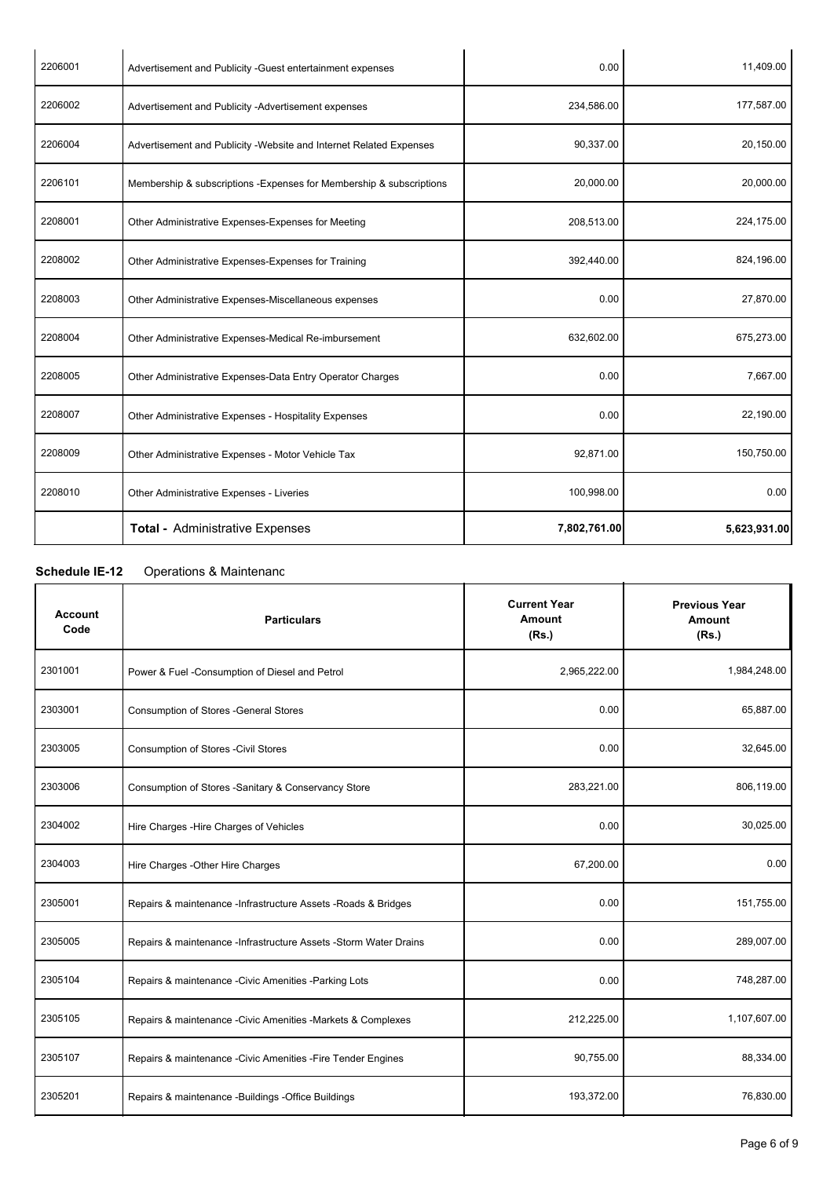| | | | |
|---|---|---|---|
| 2206001 | Advertisement and Publicity -Guest entertainment expenses | 0.00 | 11,409.00 |
| 2206002 | Advertisement and Publicity -Advertisement expenses | 234,586.00 | 177,587.00 |
| 2206004 | Advertisement and Publicity -Website and Internet Related Expenses | 90,337.00 | 20,150.00 |
| 2206101 | Membership & subscriptions -Expenses for Membership & subscriptions | 20,000.00 | 20,000.00 |
| 2208001 | Other Administrative Expenses-Expenses for Meeting | 208,513.00 | 224,175.00 |
| 2208002 | Other Administrative Expenses-Expenses for Training | 392,440.00 | 824,196.00 |
| 2208003 | Other Administrative Expenses-Miscellaneous expenses | 0.00 | 27,870.00 |
| 2208004 | Other Administrative Expenses-Medical Re-imbursement | 632,602.00 | 675,273.00 |
| 2208005 | Other Administrative Expenses-Data Entry Operator Charges | 0.00 | 7,667.00 |
| 2208007 | Other Administrative Expenses - Hospitality Expenses | 0.00 | 22,190.00 |
| 2208009 | Other Administrative Expenses - Motor Vehicle Tax | 92,871.00 | 150,750.00 |
| 2208010 | Other Administrative Expenses - Liveries | 100,998.00 | 0.00 |
| | **Total -** Administrative Expenses | **7,802,761.00** | **5,623,931.00** |

**Schedule IE-12** Operations & Maintenanc

| Account Code | Particulars | Current Year Amount (Rs.) | Previous Year Amount (Rs.) |
|---|---|---|---|
| 2301001 | Power & Fuel -Consumption of Diesel and Petrol | 2,965,222.00 | 1,984,248.00 |
| 2303001 | Consumption of Stores -General Stores | 0.00 | 65,887.00 |
| 2303005 | Consumption of Stores -Civil Stores | 0.00 | 32,645.00 |
| 2303006 | Consumption of Stores -Sanitary & Conservancy Store | 283,221.00 | 806,119.00 |
| 2304002 | Hire Charges -Hire Charges of Vehicles | 0.00 | 30,025.00 |
| 2304003 | Hire Charges -Other Hire Charges | 67,200.00 | 0.00 |
| 2305001 | Repairs & maintenance -Infrastructure Assets -Roads & Bridges | 0.00 | 151,755.00 |
| 2305005 | Repairs & maintenance -Infrastructure Assets -Storm Water Drains | 0.00 | 289,007.00 |
| 2305104 | Repairs & maintenance -Civic Amenities -Parking Lots | 0.00 | 748,287.00 |
| 2305105 | Repairs & maintenance -Civic Amenities -Markets & Complexes | 212,225.00 | 1,107,607.00 |
| 2305107 | Repairs & maintenance -Civic Amenities -Fire Tender Engines | 90,755.00 | 88,334.00 |
| 2305201 | Repairs & maintenance -Buildings -Office Buildings | 193,372.00 | 76,830.00 |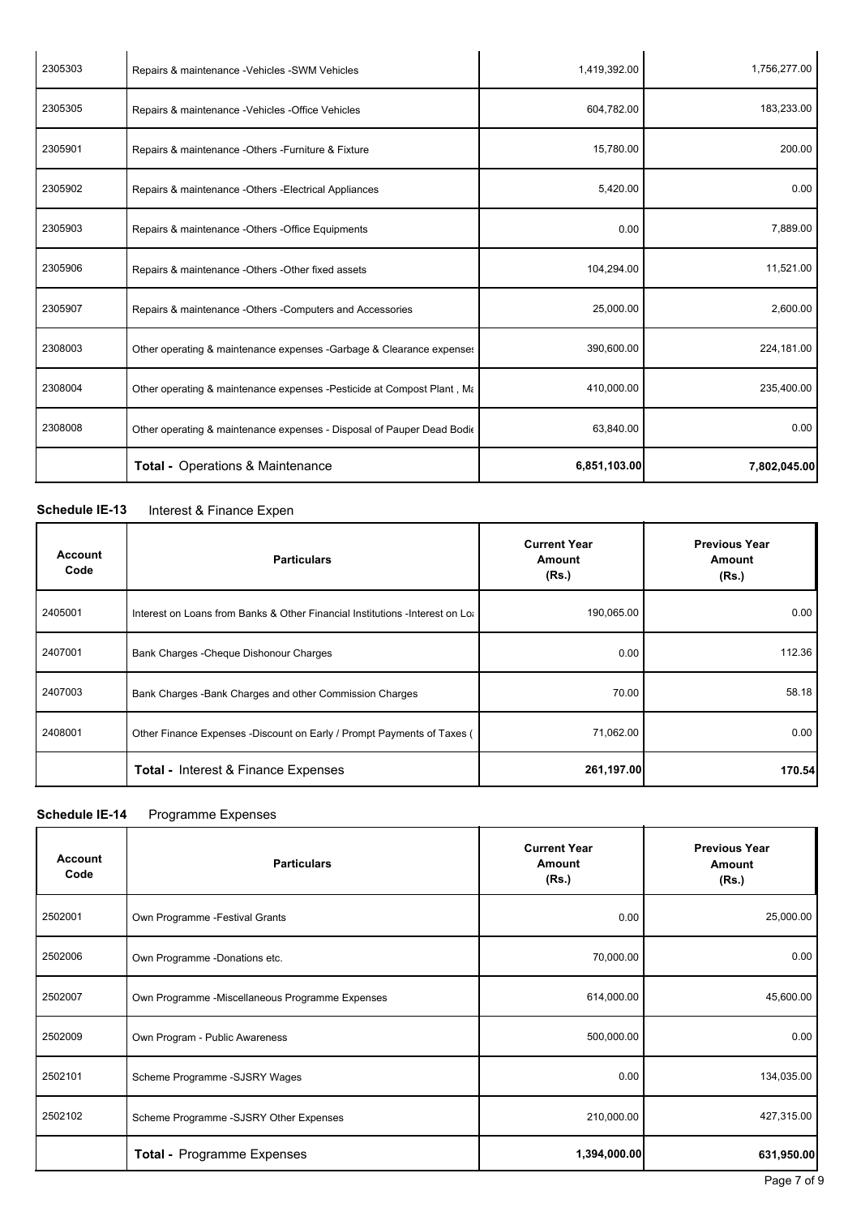| | | | |
|---|---|---|---|
| 2305303 | Repairs & maintenance -Vehicles -SWM Vehicles | 1,419,392.00 | 1,756,277.00 |
| 2305305 | Repairs & maintenance -Vehicles -Office Vehicles | 604,782.00 | 183,233.00 |
| 2305901 | Repairs & maintenance -Others -Furniture & Fixture | 15,780.00 | 200.00 |
| 2305902 | Repairs & maintenance -Others -Electrical Appliances | 5,420.00 | 0.00 |
| 2305903 | Repairs & maintenance -Others -Office Equipments | 0.00 | 7,889.00 |
| 2305906 | Repairs & maintenance -Others -Other fixed assets | 104,294.00 | 11,521.00 |
| 2305907 | Repairs & maintenance -Others -Computers and Accessories | 25,000.00 | 2,600.00 |
| 2308003 | Other operating & maintenance expenses -Garbage & Clearance expenses | 390,600.00 | 224,181.00 |
| 2308004 | Other operating & maintenance expenses -Pesticide at Compost Plant , Ma | 410,000.00 | 235,400.00 |
| 2308008 | Other operating & maintenance expenses - Disposal of Pauper Dead Bodie | 63,840.00 | 0.00 |
| | **Total -** Operations & Maintenance | **6,851,103.00** | **7,802,045.00** |

**Schedule IE-13** Interest & Finance Expen

| Account Code | Particulars | Current Year Amount (Rs.) | Previous Year Amount (Rs.) |
|---|---|---|---|
| 2405001 | Interest on Loans from Banks & Other Financial Institutions -Interest on Loa | 190,065.00 | 0.00 |
| 2407001 | Bank Charges -Cheque Dishonour Charges | 0.00 | 112.36 |
| 2407003 | Bank Charges -Bank Charges and other Commission Charges | 70.00 | 58.18 |
| 2408001 | Other Finance Expenses -Discount on Early / Prompt Payments of Taxes ( | 71,062.00 | 0.00 |
| | **Total -** Interest & Finance Expenses | **261,197.00** | **170.54** |

**Schedule IE-14** Programme Expenses

| Account Code | Particulars | Current Year Amount (Rs.) | Previous Year Amount (Rs.) |
|---|---|---|---|
| 2502001 | Own Programme -Festival Grants | 0.00 | 25,000.00 |
| 2502006 | Own Programme -Donations etc. | 70,000.00 | 0.00 |
| 2502007 | Own Programme -Miscellaneous Programme Expenses | 614,000.00 | 45,600.00 |
| 2502009 | Own Program - Public Awareness | 500,000.00 | 0.00 |
| 2502101 | Scheme Programme -SJSRY Wages | 0.00 | 134,035.00 |
| 2502102 | Scheme Programme -SJSRY Other Expenses | 210,000.00 | 427,315.00 |
| | **Total -** Programme Expenses | **1,394,000.00** | **631,950.00** |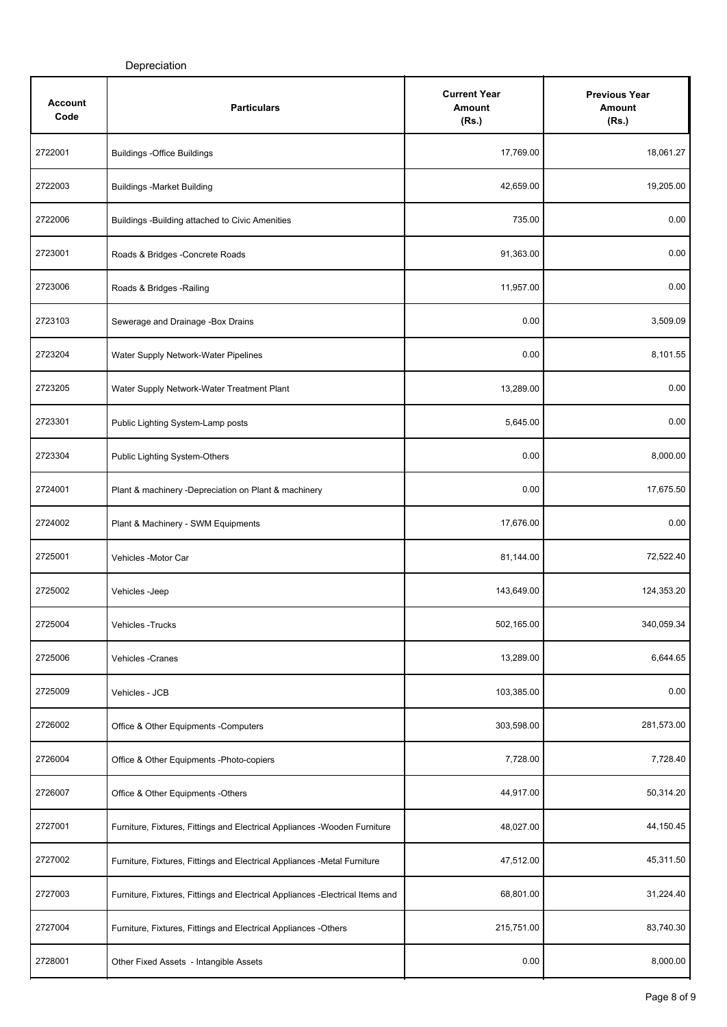Depreciation

| Account Code | Particulars | Current Year Amount (Rs.) | Previous Year Amount (Rs.) |
|---|---|---|---|
| 2722001 | Buildings -Office Buildings | 17,769.00 | 18,061.27 |
| 2722003 | Buildings -Market Building | 42,659.00 | 19,205.00 |
| 2722006 | Buildings -Building attached to Civic Amenities | 735.00 | 0.00 |
| 2723001 | Roads & Bridges -Concrete Roads | 91,363.00 | 0.00 |
| 2723006 | Roads & Bridges -Railing | 11,957.00 | 0.00 |
| 2723103 | Sewerage and Drainage -Box Drains | 0.00 | 3,509.09 |
| 2723204 | Water Supply Network-Water Pipelines | 0.00 | 8,101.55 |
| 2723205 | Water Supply Network-Water Treatment Plant | 13,289.00 | 0.00 |
| 2723301 | Public Lighting System-Lamp posts | 5,645.00 | 0.00 |
| 2723304 | Public Lighting System-Others | 0.00 | 8,000.00 |
| 2724001 | Plant & machinery -Depreciation on Plant & machinery | 0.00 | 17,675.50 |
| 2724002 | Plant & Machinery - SWM Equipments | 17,676.00 | 0.00 |
| 2725001 | Vehicles -Motor Car | 81,144.00 | 72,522.40 |
| 2725002 | Vehicles -Jeep | 143,649.00 | 124,353.20 |
| 2725004 | Vehicles -Trucks | 502,165.00 | 340,059.34 |
| 2725006 | Vehicles -Cranes | 13,289.00 | 6,644.65 |
| 2725009 | Vehicles - JCB | 103,385.00 | 0.00 |
| 2726002 | Office & Other Equipments -Computers | 303,598.00 | 281,573.00 |
| 2726004 | Office & Other Equipments -Photo-copiers | 7,728.00 | 7,728.40 |
| 2726007 | Office & Other Equipments -Others | 44,917.00 | 50,314.20 |
| 2727001 | Furniture, Fixtures, Fittings and Electrical Appliances -Wooden Furniture | 48,027.00 | 44,150.45 |
| 2727002 | Furniture, Fixtures, Fittings and Electrical Appliances -Metal Furniture | 47,512.00 | 45,311.50 |
| 2727003 | Furniture, Fixtures, Fittings and Electrical Appliances -Electrical Items and | 68,801.00 | 31,224.40 |
| 2727004 | Furniture, Fixtures, Fittings and Electrical Appliances -Others | 215,751.00 | 83,740.30 |
| 2728001 | Other Fixed Assets - Intangible Assets | 0.00 | 8,000.00 |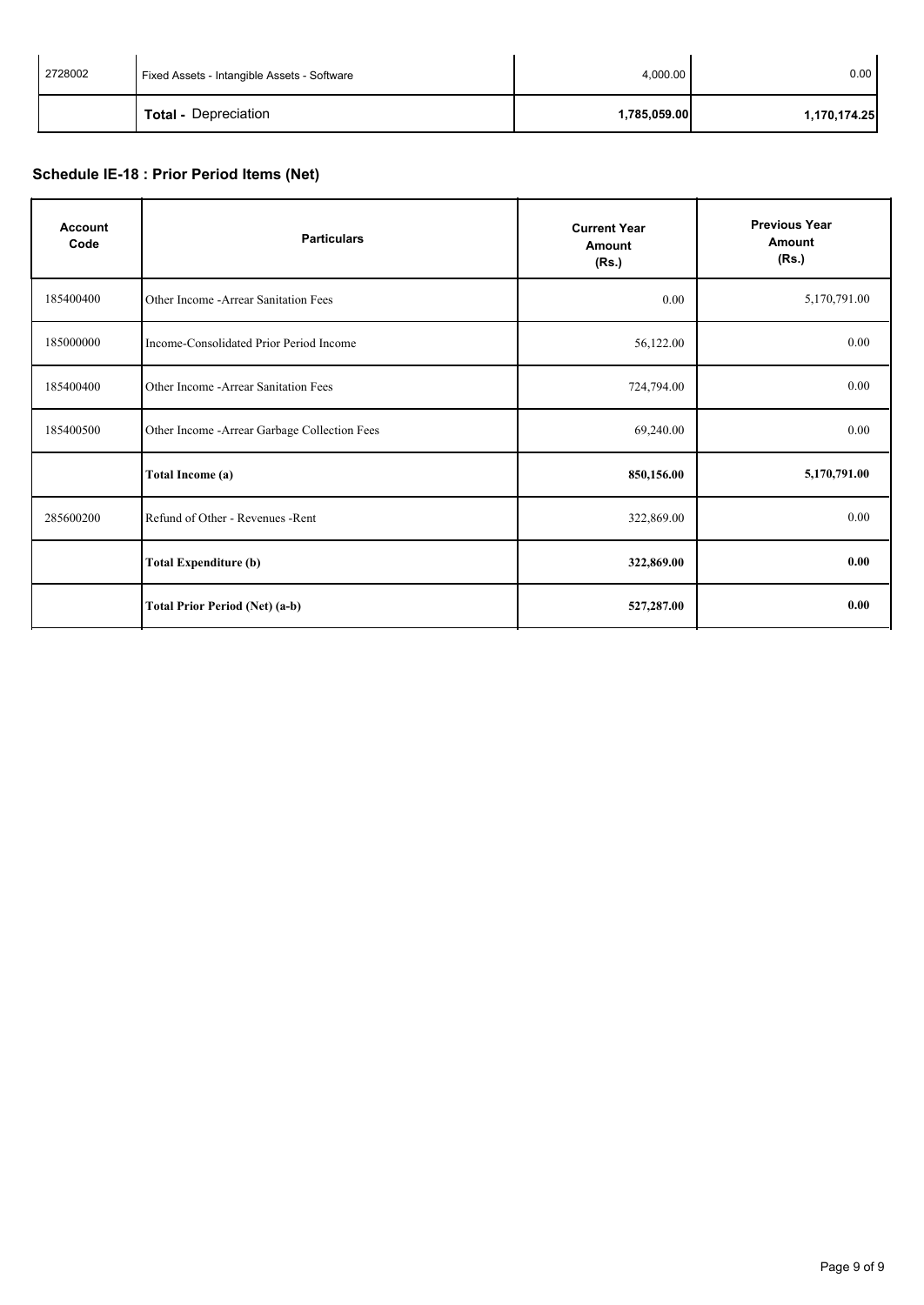| | | | |
|---|---|---|---|
| 2728002 | Fixed Assets - Intangible Assets - Software | 4,000.00 | 0.00 |
| | **Total - Depreciation** | **1,785,059.00** | **1,170,174.25** |

## Schedule IE-18 : Prior Period Items (Net)

| Account Code | Particulars | Current Year Amount (Rs.) | Previous Year Amount (Rs.) |
|---|---|---|---|
| 185400400 | Other Income -Arrear Sanitation Fees | 0.00 | 5,170,791.00 |
| 185000000 | Income-Consolidated Prior Period Income | 56,122.00 | 0.00 |
| 185400400 | Other Income -Arrear Sanitation Fees | 724,794.00 | 0.00 |
| 185400500 | Other Income -Arrear Garbage Collection Fees | 69,240.00 | 0.00 |
| | **Total Income (a)** | **850,156.00** | **5,170,791.00** |
| 285600200 | Refund of Other - Revenues -Rent | 322,869.00 | 0.00 |
| | **Total Expenditure (b)** | **322,869.00** | **0.00** |
| | **Total Prior Period (Net) (a-b)** | **527,287.00** | **0.00** |